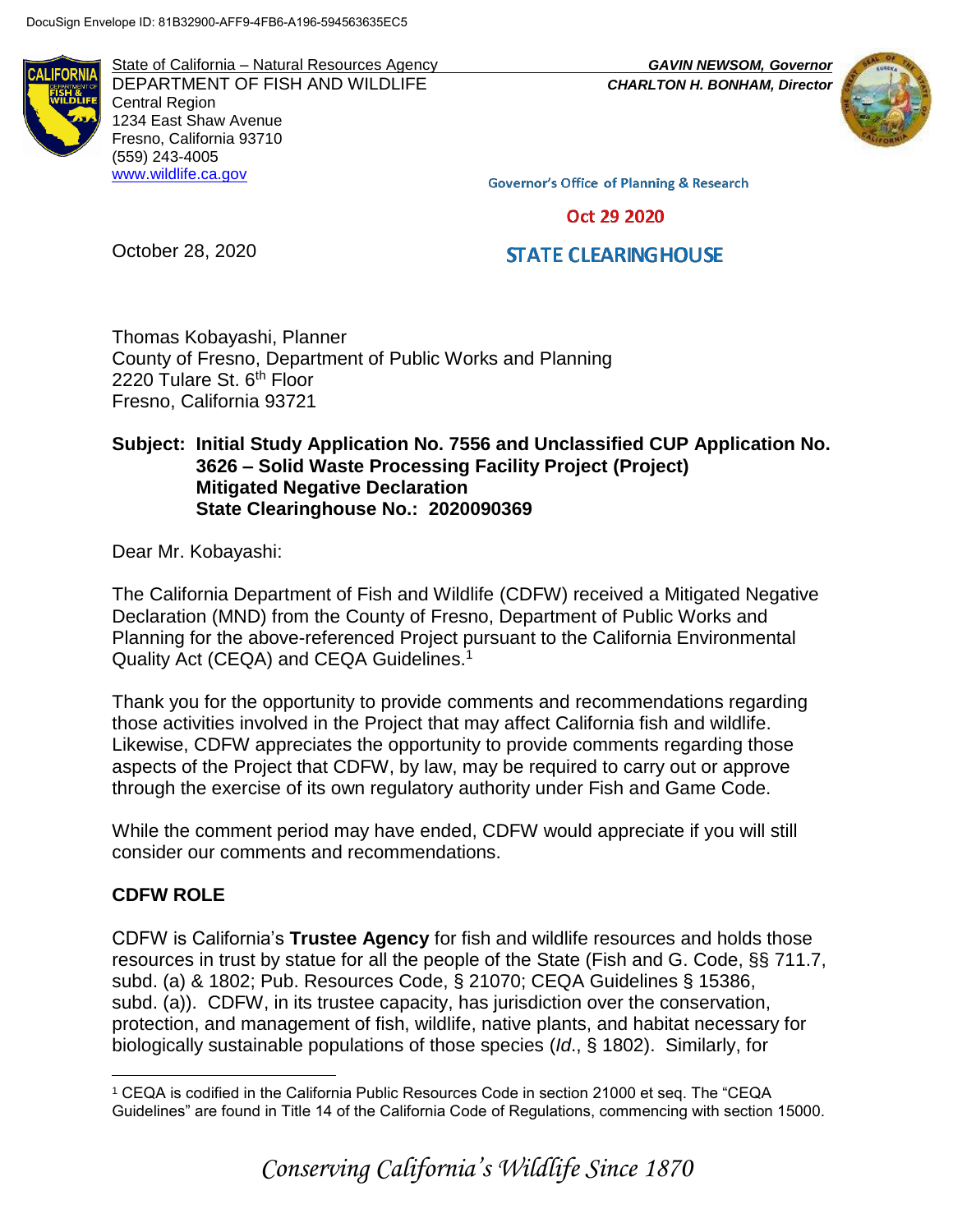DocuSign Envelope ID: 81B32900-AFF9-4FB6-A196-594563635EC5

State of California – Natural Resources Agency
DEPARTMENT OF FISH AND WILDLIFE
Central Region
1234 East Shaw Avenue
Fresno, California 93710
(559) 243-4005
www.wildlife.ca.gov

***GAVIN NEWSOM, Governor***
***CHARLTON H. BONHAM, Director***

Governor's Office of Planning & Research

Oct 29 2020

STATE CLEARINGHOUSE

October 28, 2020

Thomas Kobayashi, Planner
County of Fresno, Department of Public Works and Planning
2220 Tulare St. 6th Floor
Fresno, California 93721

**Subject: Initial Study Application No. 7556 and Unclassified CUP Application No. 3626 – Solid Waste Processing Facility Project (Project)
Mitigated Negative Declaration
State Clearinghouse No.: 2020090369**

Dear Mr. Kobayashi:

The California Department of Fish and Wildlife (CDFW) received a Mitigated Negative Declaration (MND) from the County of Fresno, Department of Public Works and Planning for the above-referenced Project pursuant to the California Environmental Quality Act (CEQA) and CEQA Guidelines.[1]

Thank you for the opportunity to provide comments and recommendations regarding those activities involved in the Project that may affect California fish and wildlife. Likewise, CDFW appreciates the opportunity to provide comments regarding those aspects of the Project that CDFW, by law, may be required to carry out or approve through the exercise of its own regulatory authority under Fish and Game Code.

While the comment period may have ended, CDFW would appreciate if you will still consider our comments and recommendations.

## CDFW ROLE

CDFW is California's **Trustee Agency** for fish and wildlife resources and holds those resources in trust by statue for all the people of the State (Fish and G. Code, §§ 711.7, subd. (a) & 1802; Pub. Resources Code, § 21070; CEQA Guidelines § 15386, subd. (a)). CDFW, in its trustee capacity, has jurisdiction over the conservation, protection, and management of fish, wildlife, native plants, and habitat necessary for biologically sustainable populations of those species (*Id*., § 1802). Similarly, for

[1] CEQA is codified in the California Public Resources Code in section 21000 et seq. The "CEQA Guidelines" are found in Title 14 of the California Code of Regulations, commencing with section 15000.

*Conserving California's Wildlife Since 1870*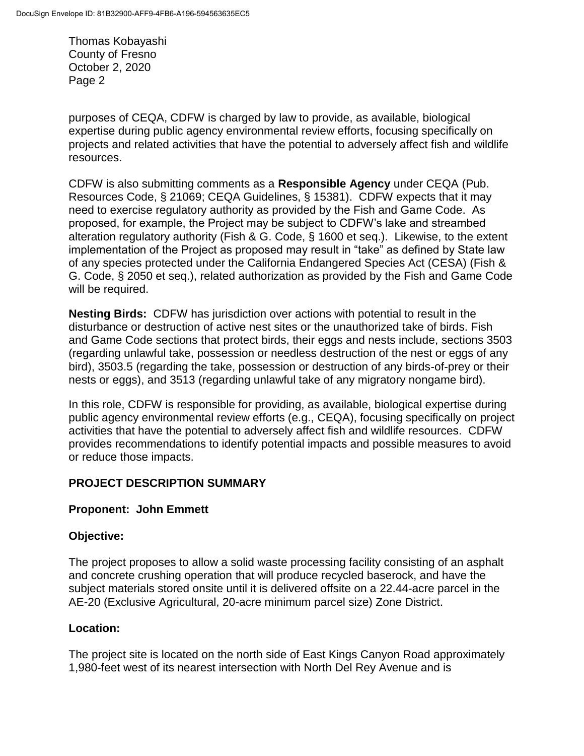purposes of CEQA, CDFW is charged by law to provide, as available, biological expertise during public agency environmental review efforts, focusing specifically on projects and related activities that have the potential to adversely affect fish and wildlife resources.

CDFW is also submitting comments as a **Responsible Agency** under CEQA (Pub. Resources Code, § 21069; CEQA Guidelines, § 15381). CDFW expects that it may need to exercise regulatory authority as provided by the Fish and Game Code. As proposed, for example, the Project may be subject to CDFW's lake and streambed alteration regulatory authority (Fish & G. Code, § 1600 et seq.). Likewise, to the extent implementation of the Project as proposed may result in "take" as defined by State law of any species protected under the California Endangered Species Act (CESA) (Fish & G. Code, § 2050 et seq.), related authorization as provided by the Fish and Game Code will be required.

**Nesting Birds:** CDFW has jurisdiction over actions with potential to result in the disturbance or destruction of active nest sites or the unauthorized take of birds. Fish and Game Code sections that protect birds, their eggs and nests include, sections 3503 (regarding unlawful take, possession or needless destruction of the nest or eggs of any bird), 3503.5 (regarding the take, possession or destruction of any birds-of-prey or their nests or eggs), and 3513 (regarding unlawful take of any migratory nongame bird).

In this role, CDFW is responsible for providing, as available, biological expertise during public agency environmental review efforts (e.g., CEQA), focusing specifically on project activities that have the potential to adversely affect fish and wildlife resources. CDFW provides recommendations to identify potential impacts and possible measures to avoid or reduce those impacts.

**PROJECT DESCRIPTION SUMMARY**

**Proponent: John Emmett**

**Objective:**

The project proposes to allow a solid waste processing facility consisting of an asphalt and concrete crushing operation that will produce recycled baserock, and have the subject materials stored onsite until it is delivered offsite on a 22.44-acre parcel in the AE-20 (Exclusive Agricultural, 20-acre minimum parcel size) Zone District.

**Location:**

The project site is located on the north side of East Kings Canyon Road approximately 1,980-feet west of its nearest intersection with North Del Rey Avenue and is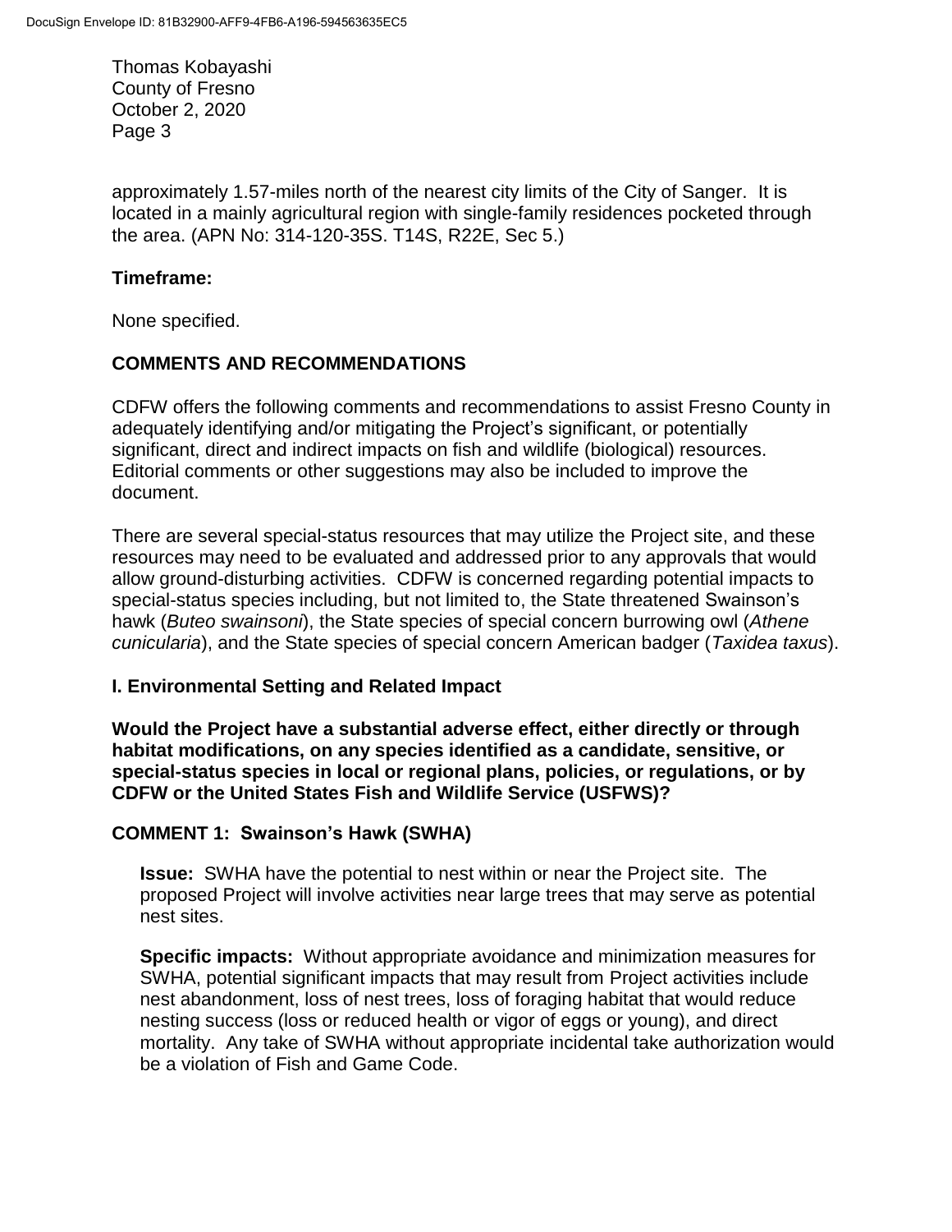approximately 1.57-miles north of the nearest city limits of the City of Sanger. It is located in a mainly agricultural region with single-family residences pocketed through the area. (APN No: 314-120-35S. T14S, R22E, Sec 5.)

**Timeframe:**

None specified.

## COMMENTS AND RECOMMENDATIONS

CDFW offers the following comments and recommendations to assist Fresno County in adequately identifying and/or mitigating the Project's significant, or potentially significant, direct and indirect impacts on fish and wildlife (biological) resources. Editorial comments or other suggestions may also be included to improve the document.

There are several special-status resources that may utilize the Project site, and these resources may need to be evaluated and addressed prior to any approvals that would allow ground-disturbing activities. CDFW is concerned regarding potential impacts to special-status species including, but not limited to, the State threatened Swainson's hawk (*Buteo swainsoni*), the State species of special concern burrowing owl (*Athene cunicularia*), and the State species of special concern American badger (*Taxidea taxus*).

### I. Environmental Setting and Related Impact

**Would the Project have a substantial adverse effect, either directly or through habitat modifications, on any species identified as a candidate, sensitive, or special-status species in local or regional plans, policies, or regulations, or by CDFW or the United States Fish and Wildlife Service (USFWS)?**

### COMMENT 1: Swainson's Hawk (SWHA)

**Issue:** SWHA have the potential to nest within or near the Project site. The proposed Project will involve activities near large trees that may serve as potential nest sites.

**Specific impacts:** Without appropriate avoidance and minimization measures for SWHA, potential significant impacts that may result from Project activities include nest abandonment, loss of nest trees, loss of foraging habitat that would reduce nesting success (loss or reduced health or vigor of eggs or young), and direct mortality. Any take of SWHA without appropriate incidental take authorization would be a violation of Fish and Game Code.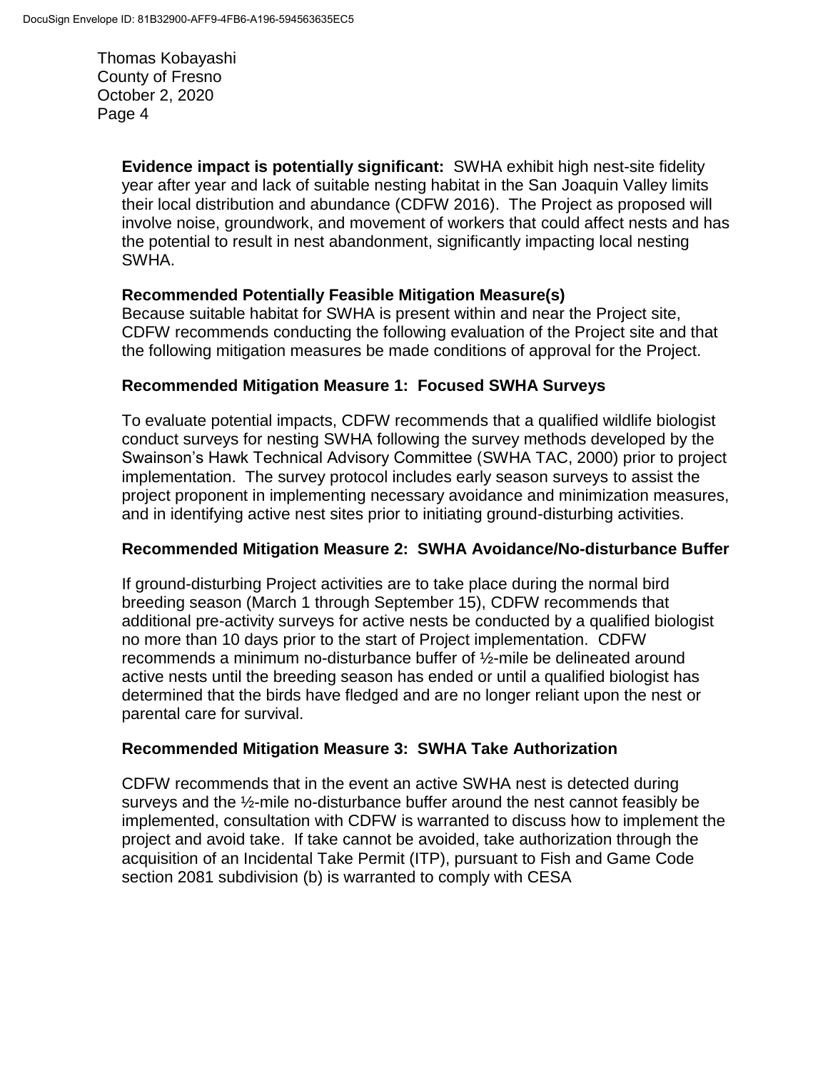**Evidence impact is potentially significant:** SWHA exhibit high nest-site fidelity year after year and lack of suitable nesting habitat in the San Joaquin Valley limits their local distribution and abundance (CDFW 2016). The Project as proposed will involve noise, groundwork, and movement of workers that could affect nests and has the potential to result in nest abandonment, significantly impacting local nesting SWHA.

**Recommended Potentially Feasible Mitigation Measure(s)**

Because suitable habitat for SWHA is present within and near the Project site, CDFW recommends conducting the following evaluation of the Project site and that the following mitigation measures be made conditions of approval for the Project.

**Recommended Mitigation Measure 1: Focused SWHA Surveys**

To evaluate potential impacts, CDFW recommends that a qualified wildlife biologist conduct surveys for nesting SWHA following the survey methods developed by the Swainson's Hawk Technical Advisory Committee (SWHA TAC, 2000) prior to project implementation. The survey protocol includes early season surveys to assist the project proponent in implementing necessary avoidance and minimization measures, and in identifying active nest sites prior to initiating ground-disturbing activities.

**Recommended Mitigation Measure 2: SWHA Avoidance/No-disturbance Buffer**

If ground-disturbing Project activities are to take place during the normal bird breeding season (March 1 through September 15), CDFW recommends that additional pre-activity surveys for active nests be conducted by a qualified biologist no more than 10 days prior to the start of Project implementation. CDFW recommends a minimum no-disturbance buffer of ½-mile be delineated around active nests until the breeding season has ended or until a qualified biologist has determined that the birds have fledged and are no longer reliant upon the nest or parental care for survival.

**Recommended Mitigation Measure 3: SWHA Take Authorization**

CDFW recommends that in the event an active SWHA nest is detected during surveys and the ½-mile no-disturbance buffer around the nest cannot feasibly be implemented, consultation with CDFW is warranted to discuss how to implement the project and avoid take. If take cannot be avoided, take authorization through the acquisition of an Incidental Take Permit (ITP), pursuant to Fish and Game Code section 2081 subdivision (b) is warranted to comply with CESA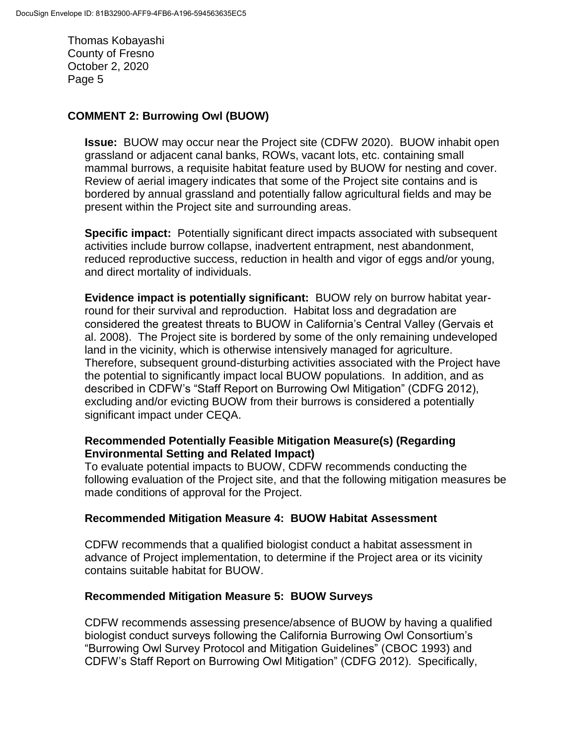## COMMENT 2: Burrowing Owl (BUOW)

**Issue:** BUOW may occur near the Project site (CDFW 2020). BUOW inhabit open grassland or adjacent canal banks, ROWs, vacant lots, etc. containing small mammal burrows, a requisite habitat feature used by BUOW for nesting and cover. Review of aerial imagery indicates that some of the Project site contains and is bordered by annual grassland and potentially fallow agricultural fields and may be present within the Project site and surrounding areas.

**Specific impact:** Potentially significant direct impacts associated with subsequent activities include burrow collapse, inadvertent entrapment, nest abandonment, reduced reproductive success, reduction in health and vigor of eggs and/or young, and direct mortality of individuals.

**Evidence impact is potentially significant:** BUOW rely on burrow habitat year-round for their survival and reproduction. Habitat loss and degradation are considered the greatest threats to BUOW in California's Central Valley (Gervais et al. 2008). The Project site is bordered by some of the only remaining undeveloped land in the vicinity, which is otherwise intensively managed for agriculture. Therefore, subsequent ground-disturbing activities associated with the Project have the potential to significantly impact local BUOW populations. In addition, and as described in CDFW's "Staff Report on Burrowing Owl Mitigation" (CDFG 2012), excluding and/or evicting BUOW from their burrows is considered a potentially significant impact under CEQA.

### Recommended Potentially Feasible Mitigation Measure(s) (Regarding Environmental Setting and Related Impact)

To evaluate potential impacts to BUOW, CDFW recommends conducting the following evaluation of the Project site, and that the following mitigation measures be made conditions of approval for the Project.

### Recommended Mitigation Measure 4: BUOW Habitat Assessment

CDFW recommends that a qualified biologist conduct a habitat assessment in advance of Project implementation, to determine if the Project area or its vicinity contains suitable habitat for BUOW.

### Recommended Mitigation Measure 5: BUOW Surveys

CDFW recommends assessing presence/absence of BUOW by having a qualified biologist conduct surveys following the California Burrowing Owl Consortium's "Burrowing Owl Survey Protocol and Mitigation Guidelines" (CBOC 1993) and CDFW's Staff Report on Burrowing Owl Mitigation" (CDFG 2012). Specifically,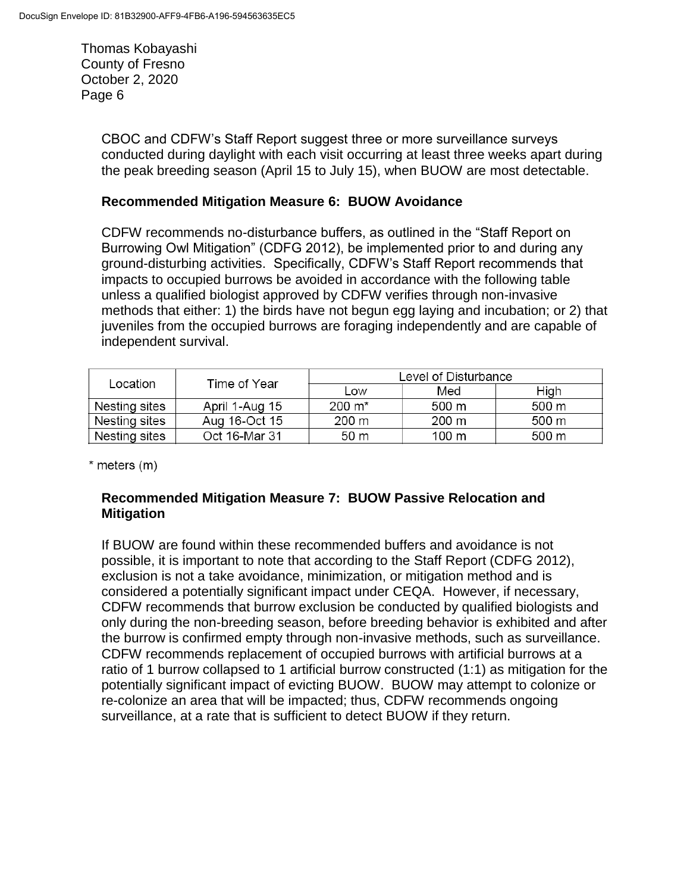CBOC and CDFW's Staff Report suggest three or more surveillance surveys conducted during daylight with each visit occurring at least three weeks apart during the peak breeding season (April 15 to July 15), when BUOW are most detectable.

**Recommended Mitigation Measure 6: BUOW Avoidance**

CDFW recommends no-disturbance buffers, as outlined in the "Staff Report on Burrowing Owl Mitigation" (CDFG 2012), be implemented prior to and during any ground-disturbing activities. Specifically, CDFW's Staff Report recommends that impacts to occupied burrows be avoided in accordance with the following table unless a qualified biologist approved by CDFW verifies through non-invasive methods that either: 1) the birds have not begun egg laying and incubation; or 2) that juveniles from the occupied burrows are foraging independently and are capable of independent survival.

| Location | Time of Year | Level of Disturbance | | |
|---|---|---|---|---|
| | | Low | Med | High |
| Nesting sites | April 1-Aug 15 | 200 m* | 500 m | 500 m |
| Nesting sites | Aug 16-Oct 15 | 200 m | 200 m | 500 m |
| Nesting sites | Oct 16-Mar 31 | 50 m | 100 m | 500 m |

\* meters (m)

**Recommended Mitigation Measure 7: BUOW Passive Relocation and Mitigation**

If BUOW are found within these recommended buffers and avoidance is not possible, it is important to note that according to the Staff Report (CDFG 2012), exclusion is not a take avoidance, minimization, or mitigation method and is considered a potentially significant impact under CEQA. However, if necessary, CDFW recommends that burrow exclusion be conducted by qualified biologists and only during the non-breeding season, before breeding behavior is exhibited and after the burrow is confirmed empty through non-invasive methods, such as surveillance. CDFW recommends replacement of occupied burrows with artificial burrows at a ratio of 1 burrow collapsed to 1 artificial burrow constructed (1:1) as mitigation for the potentially significant impact of evicting BUOW. BUOW may attempt to colonize or re-colonize an area that will be impacted; thus, CDFW recommends ongoing surveillance, at a rate that is sufficient to detect BUOW if they return.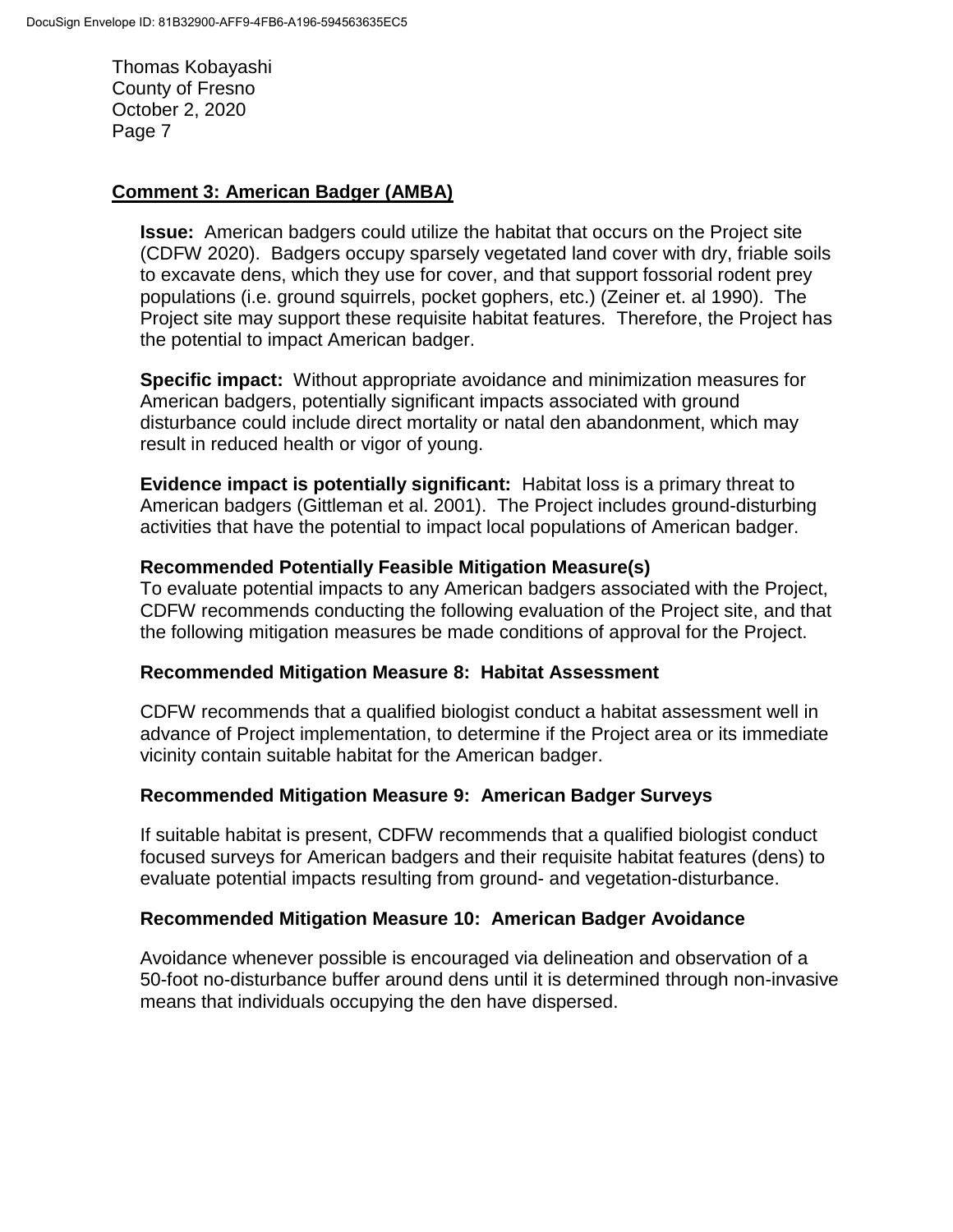## Comment 3: American Badger (AMBA)

**Issue:** American badgers could utilize the habitat that occurs on the Project site (CDFW 2020). Badgers occupy sparsely vegetated land cover with dry, friable soils to excavate dens, which they use for cover, and that support fossorial rodent prey populations (i.e. ground squirrels, pocket gophers, etc.) (Zeiner et. al 1990). The Project site may support these requisite habitat features. Therefore, the Project has the potential to impact American badger.

**Specific impact:** Without appropriate avoidance and minimization measures for American badgers, potentially significant impacts associated with ground disturbance could include direct mortality or natal den abandonment, which may result in reduced health or vigor of young.

**Evidence impact is potentially significant:** Habitat loss is a primary threat to American badgers (Gittleman et al. 2001). The Project includes ground-disturbing activities that have the potential to impact local populations of American badger.

### Recommended Potentially Feasible Mitigation Measure(s)

To evaluate potential impacts to any American badgers associated with the Project, CDFW recommends conducting the following evaluation of the Project site, and that the following mitigation measures be made conditions of approval for the Project.

### Recommended Mitigation Measure 8: Habitat Assessment

CDFW recommends that a qualified biologist conduct a habitat assessment well in advance of Project implementation, to determine if the Project area or its immediate vicinity contain suitable habitat for the American badger.

### Recommended Mitigation Measure 9: American Badger Surveys

If suitable habitat is present, CDFW recommends that a qualified biologist conduct focused surveys for American badgers and their requisite habitat features (dens) to evaluate potential impacts resulting from ground- and vegetation-disturbance.

### Recommended Mitigation Measure 10: American Badger Avoidance

Avoidance whenever possible is encouraged via delineation and observation of a 50-foot no-disturbance buffer around dens until it is determined through non-invasive means that individuals occupying the den have dispersed.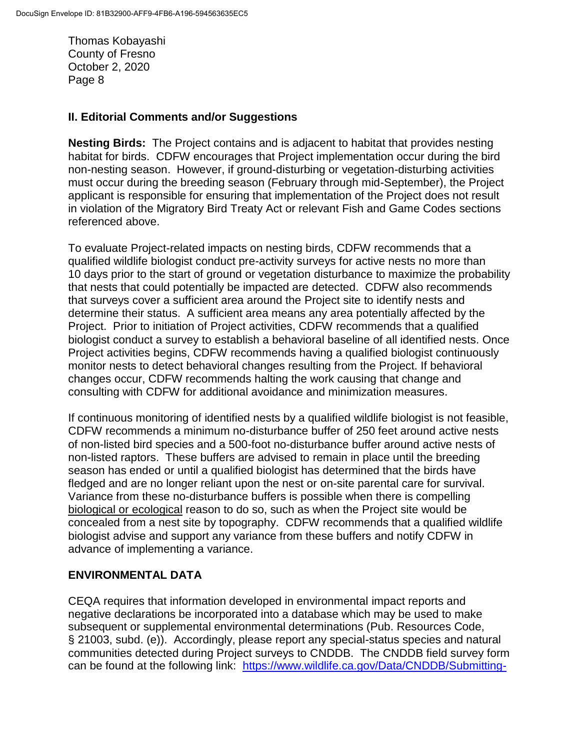## II. Editorial Comments and/or Suggestions

**Nesting Birds:** The Project contains and is adjacent to habitat that provides nesting habitat for birds. CDFW encourages that Project implementation occur during the bird non-nesting season. However, if ground-disturbing or vegetation-disturbing activities must occur during the breeding season (February through mid-September), the Project applicant is responsible for ensuring that implementation of the Project does not result in violation of the Migratory Bird Treaty Act or relevant Fish and Game Codes sections referenced above.

To evaluate Project-related impacts on nesting birds, CDFW recommends that a qualified wildlife biologist conduct pre-activity surveys for active nests no more than 10 days prior to the start of ground or vegetation disturbance to maximize the probability that nests that could potentially be impacted are detected. CDFW also recommends that surveys cover a sufficient area around the Project site to identify nests and determine their status. A sufficient area means any area potentially affected by the Project. Prior to initiation of Project activities, CDFW recommends that a qualified biologist conduct a survey to establish a behavioral baseline of all identified nests. Once Project activities begins, CDFW recommends having a qualified biologist continuously monitor nests to detect behavioral changes resulting from the Project. If behavioral changes occur, CDFW recommends halting the work causing that change and consulting with CDFW for additional avoidance and minimization measures.

If continuous monitoring of identified nests by a qualified wildlife biologist is not feasible, CDFW recommends a minimum no-disturbance buffer of 250 feet around active nests of non-listed bird species and a 500-foot no-disturbance buffer around active nests of non-listed raptors. These buffers are advised to remain in place until the breeding season has ended or until a qualified biologist has determined that the birds have fledged and are no longer reliant upon the nest or on-site parental care for survival. Variance from these no-disturbance buffers is possible when there is compelling biological or ecological reason to do so, such as when the Project site would be concealed from a nest site by topography. CDFW recommends that a qualified wildlife biologist advise and support any variance from these buffers and notify CDFW in advance of implementing a variance.

## ENVIRONMENTAL DATA

CEQA requires that information developed in environmental impact reports and negative declarations be incorporated into a database which may be used to make subsequent or supplemental environmental determinations (Pub. Resources Code, § 21003, subd. (e)). Accordingly, please report any special-status species and natural communities detected during Project surveys to CNDDB. The CNDDB field survey form can be found at the following link: https://www.wildlife.ca.gov/Data/CNDDB/Submitting-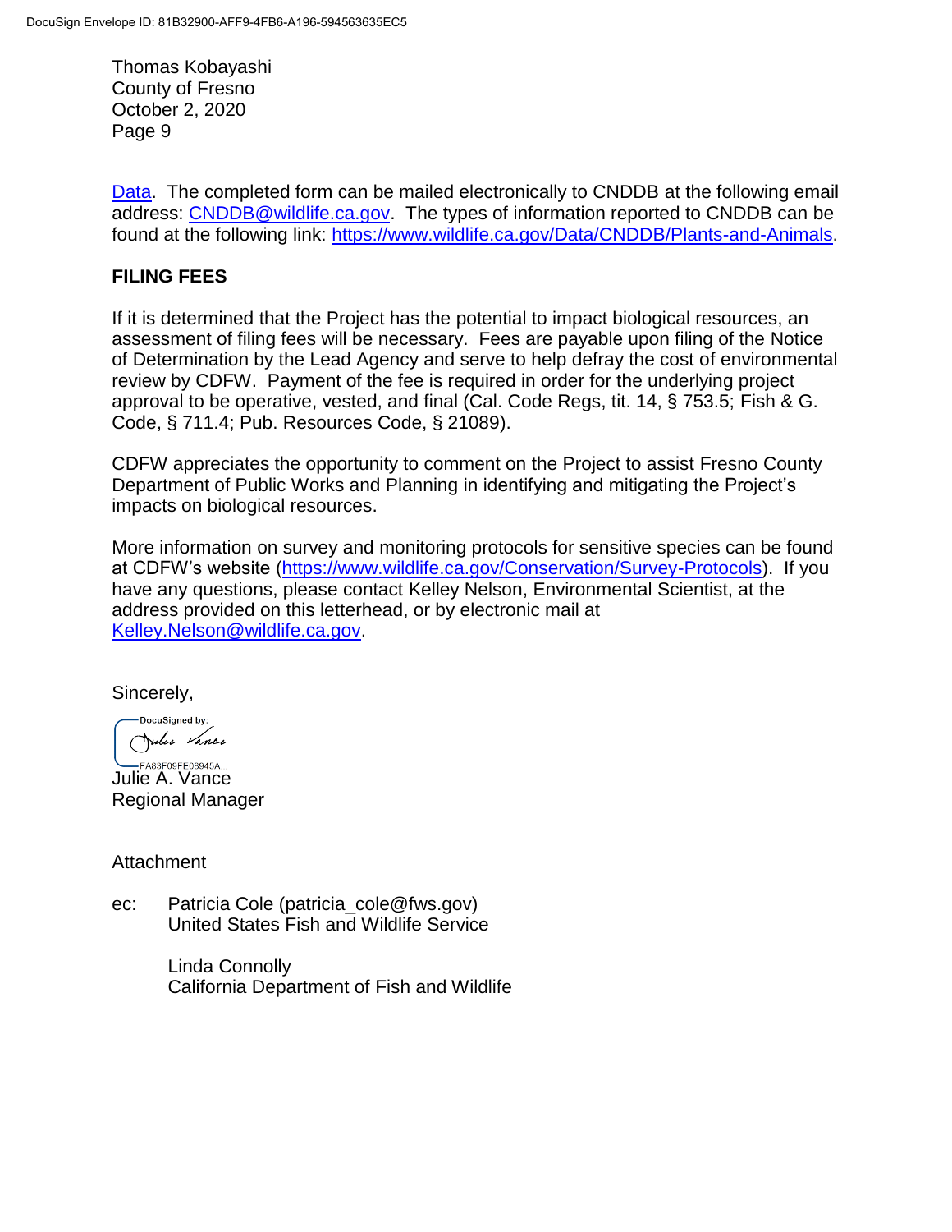Data. The completed form can be mailed electronically to CNDDB at the following email address: CNDDB@wildlife.ca.gov. The types of information reported to CNDDB can be found at the following link: https://www.wildlife.ca.gov/Data/CNDDB/Plants-and-Animals.

**FILING FEES**

If it is determined that the Project has the potential to impact biological resources, an assessment of filing fees will be necessary. Fees are payable upon filing of the Notice of Determination by the Lead Agency and serve to help defray the cost of environmental review by CDFW. Payment of the fee is required in order for the underlying project approval to be operative, vested, and final (Cal. Code Regs, tit. 14, § 753.5; Fish & G. Code, § 711.4; Pub. Resources Code, § 21089).

CDFW appreciates the opportunity to comment on the Project to assist Fresno County Department of Public Works and Planning in identifying and mitigating the Project's impacts on biological resources.

More information on survey and monitoring protocols for sensitive species can be found at CDFW's website (https://www.wildlife.ca.gov/Conservation/Survey-Protocols). If you have any questions, please contact Kelley Nelson, Environmental Scientist, at the address provided on this letterhead, or by electronic mail at Kelley.Nelson@wildlife.ca.gov.

Sincerely,

DocuSigned by:
Julie Vance
FA83F09FE08945A

Julie A. Vance
Regional Manager

Attachment

ec: Patricia Cole (patricia_cole@fws.gov)
United States Fish and Wildlife Service

Linda Connolly
California Department of Fish and Wildlife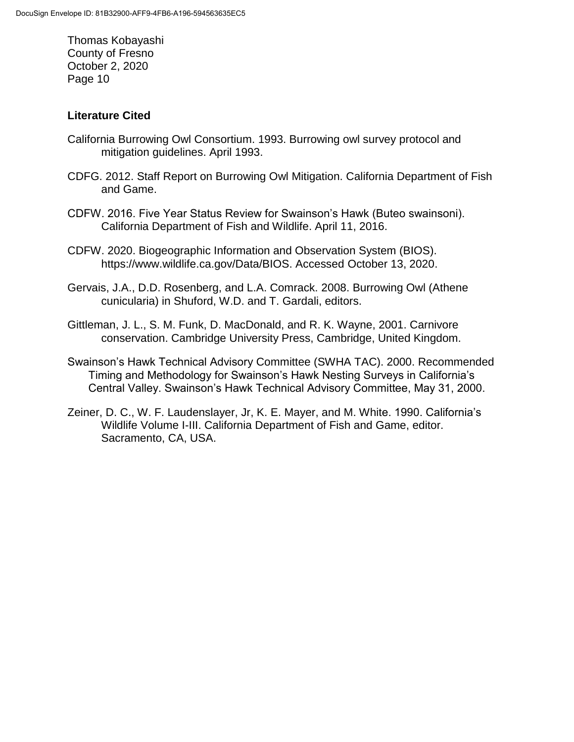Thomas Kobayashi
County of Fresno
October 2, 2020

## Literature Cited

California Burrowing Owl Consortium. 1993. Burrowing owl survey protocol and mitigation guidelines. April 1993.

CDFG. 2012. Staff Report on Burrowing Owl Mitigation. California Department of Fish and Game.

CDFW. 2016. Five Year Status Review for Swainson's Hawk (Buteo swainsoni). California Department of Fish and Wildlife. April 11, 2016.

CDFW. 2020. Biogeographic Information and Observation System (BIOS). https://www.wildlife.ca.gov/Data/BIOS. Accessed October 13, 2020.

Gervais, J.A., D.D. Rosenberg, and L.A. Comrack. 2008. Burrowing Owl (Athene cunicularia) in Shuford, W.D. and T. Gardali, editors.

Gittleman, J. L., S. M. Funk, D. MacDonald, and R. K. Wayne, 2001. Carnivore conservation. Cambridge University Press, Cambridge, United Kingdom.

Swainson's Hawk Technical Advisory Committee (SWHA TAC). 2000. Recommended Timing and Methodology for Swainson's Hawk Nesting Surveys in California's Central Valley. Swainson's Hawk Technical Advisory Committee, May 31, 2000.

Zeiner, D. C., W. F. Laudenslayer, Jr, K. E. Mayer, and M. White. 1990. California's Wildlife Volume I-III. California Department of Fish and Game, editor. Sacramento, CA, USA.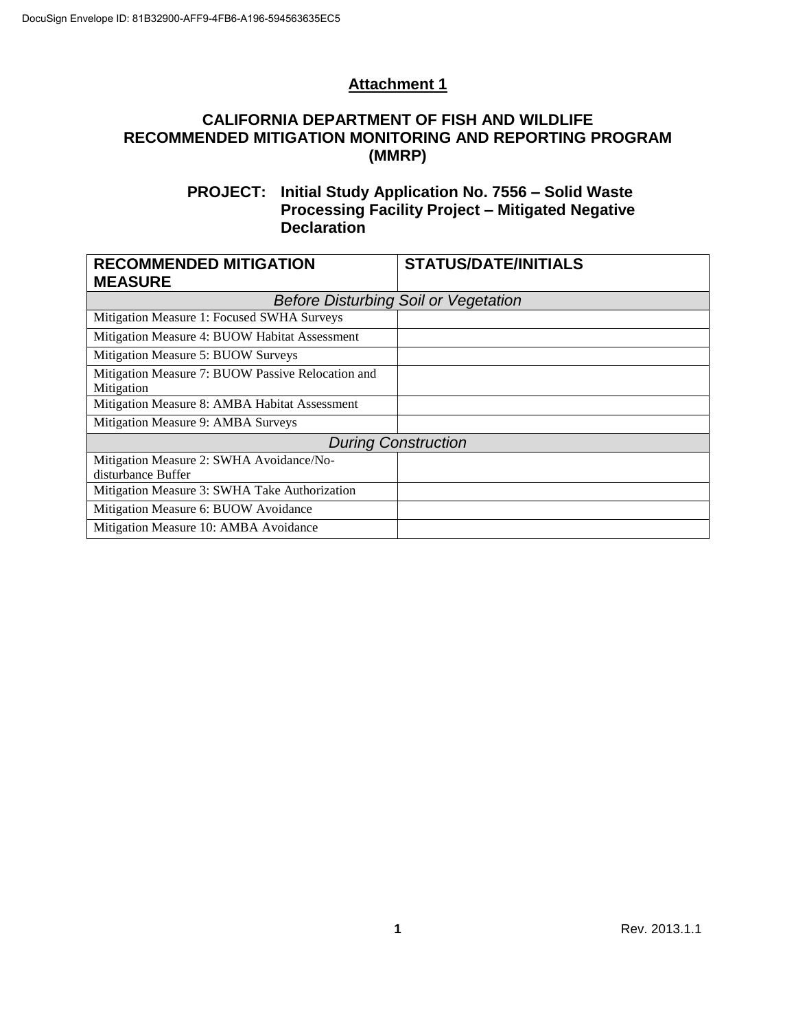## Attachment 1

### CALIFORNIA DEPARTMENT OF FISH AND WILDLIFE RECOMMENDED MITIGATION MONITORING AND REPORTING PROGRAM (MMRP)

**PROJECT: Initial Study Application No. 7556 – Solid Waste Processing Facility Project – Mitigated Negative Declaration**

| RECOMMENDED MITIGATION MEASURE | STATUS/DATE/INITIALS |
|---|---|
| *Before Disturbing Soil or Vegetation* | |
| Mitigation Measure 1: Focused SWHA Surveys | |
| Mitigation Measure 4: BUOW Habitat Assessment | |
| Mitigation Measure 5: BUOW Surveys | |
| Mitigation Measure 7: BUOW Passive Relocation and Mitigation | |
| Mitigation Measure 8: AMBA Habitat Assessment | |
| Mitigation Measure 9: AMBA Surveys | |
| *During Construction* | |
| Mitigation Measure 2: SWHA Avoidance/No-disturbance Buffer | |
| Mitigation Measure 3: SWHA Take Authorization | |
| Mitigation Measure 6: BUOW Avoidance | |
| Mitigation Measure 10: AMBA Avoidance | |

Rev. 2013.1.1